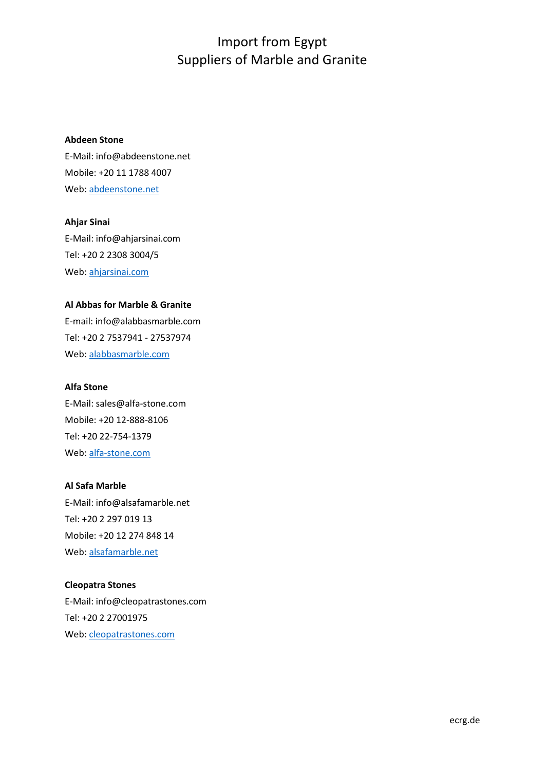# Import from Egypt
# Suppliers of Marble and Granite

**Abdeen Stone**
E-Mail: info@abdeenstone.net
Mobile: +20 11 1788 4007
Web: [abdeenstone.net](abdeenstone.net)

**Ahjar Sinai**
E-Mail: info@ahjarsinai.com
Tel: +20 2 2308 3004/5
Web: [ahjarsinai.com](ahjarsinai.com)

**Al Abbas for Marble & Granite**
E-mail: info@alabbasmarble.com
Tel: +20 2 7537941 - 27537974
Web: [alabbasmarble.com](alabbasmarble.com)

**Alfa Stone**
E-Mail: sales@alfa-stone.com
Mobile: +20 12-888-8106
Tel: +20 22-754-1379
Web: [alfa-stone.com](alfa-stone.com)

**Al Safa Marble**
E-Mail: info@alsafamarble.net
Tel: +20 2 297 019 13
Mobile: +20 12 274 848 14
Web: [alsafamarble.net](alsafamarble.net)

**Cleopatra Stones**
E-Mail: info@cleopatrastones.com
Tel: +20 2 27001975
Web: [cleopatrastones.com](cleopatrastones.com)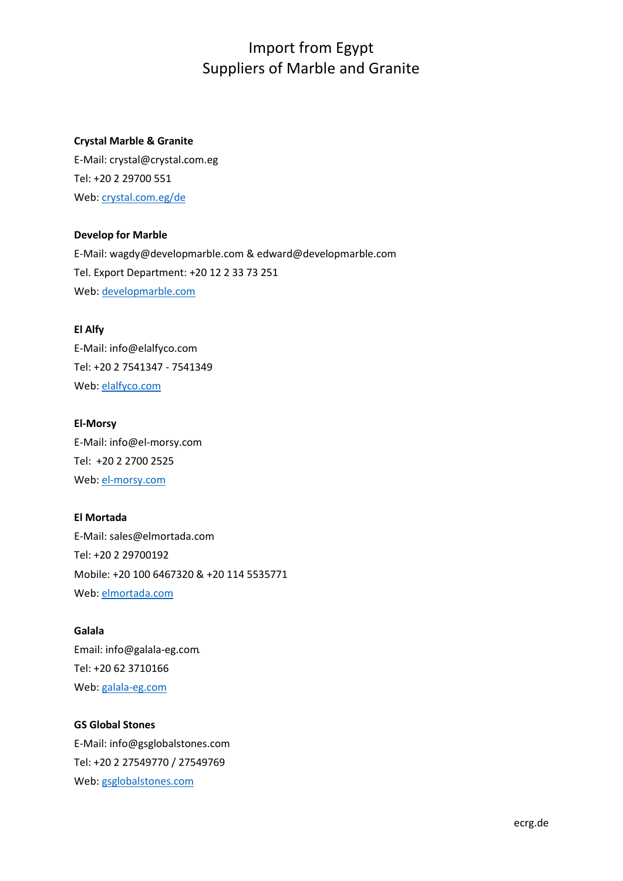# Import from Egypt
# Suppliers of Marble and Granite

**Crystal Marble & Granite**

E-Mail: crystal@crystal.com.eg

Tel: +20 2 29700 551

Web: crystal.com.eg/de

**Develop for Marble**

E-Mail: wagdy@developmarble.com & edward@developmarble.com

Tel. Export Department: +20 12 2 33 73 251

Web: developmarble.com

**El Alfy**

E-Mail: info@elalfyco.com

Tel: +20 2 7541347 - 7541349

Web: elalfyco.com

**El-Morsy**

E-Mail: info@el-morsy.com

Tel: +20 2 2700 2525

Web: el-morsy.com

**El Mortada**

E-Mail: sales@elmortada.com

Tel: +20 2 29700192

Mobile: +20 100 6467320 & +20 114 5535771

Web: elmortada.com

**Galala**

Email: info@galala-eg.com

Tel: +20 62 3710166

Web: galala-eg.com

**GS Global Stones**

E-Mail: info@gsglobalstones.com

Tel: +20 2 27549770 / 27549769

Web: gsglobalstones.com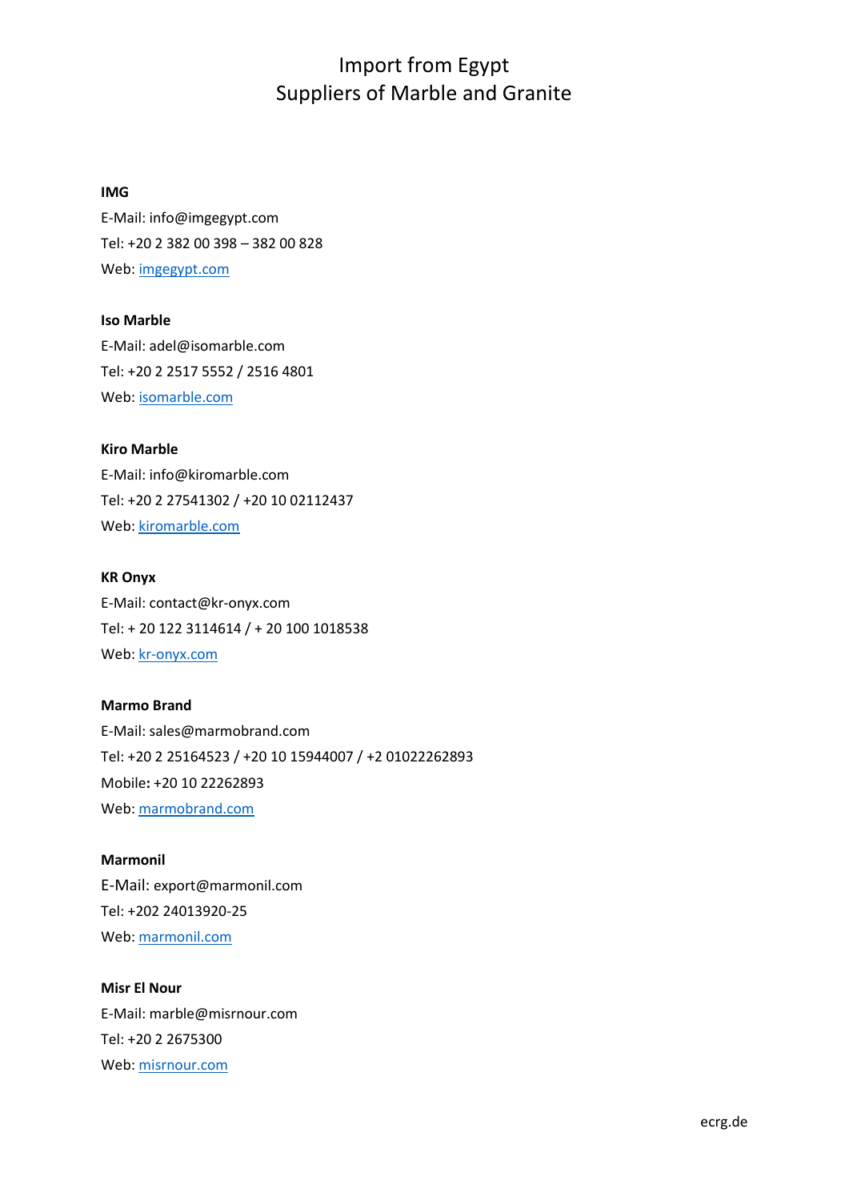# Import from Egypt
# Suppliers of Marble and Granite

**IMG**
E-Mail: info@imgegypt.com
Tel: +20 2 382 00 398 – 382 00 828
Web: imgegypt.com

**Iso Marble**
E-Mail: adel@isomarble.com
Tel: +20 2 2517 5552 / 2516 4801
Web: isomarble.com

**Kiro Marble**
E-Mail: info@kiromarble.com
Tel: +20 2 27541302 / +20 10 02112437
Web: kiromarble.com

**KR Onyx**
E-Mail: contact@kr-onyx.com
Tel: + 20 122 3114614 / + 20 100 1018538
Web: kr-onyx.com

**Marmo Brand**
E-Mail: sales@marmobrand.com
Tel: +20 2 25164523 / +20 10 15944007 / +2 01022262893
Mobile**:** +20 10 22262893
Web: marmobrand.com

**Marmonil**
E-Mail: export@marmonil.com
Tel: +202 24013920-25
Web: marmonil.com

**Misr El Nour**
E-Mail: marble@misrnour.com
Tel: +20 2 2675300
Web: misrnour.com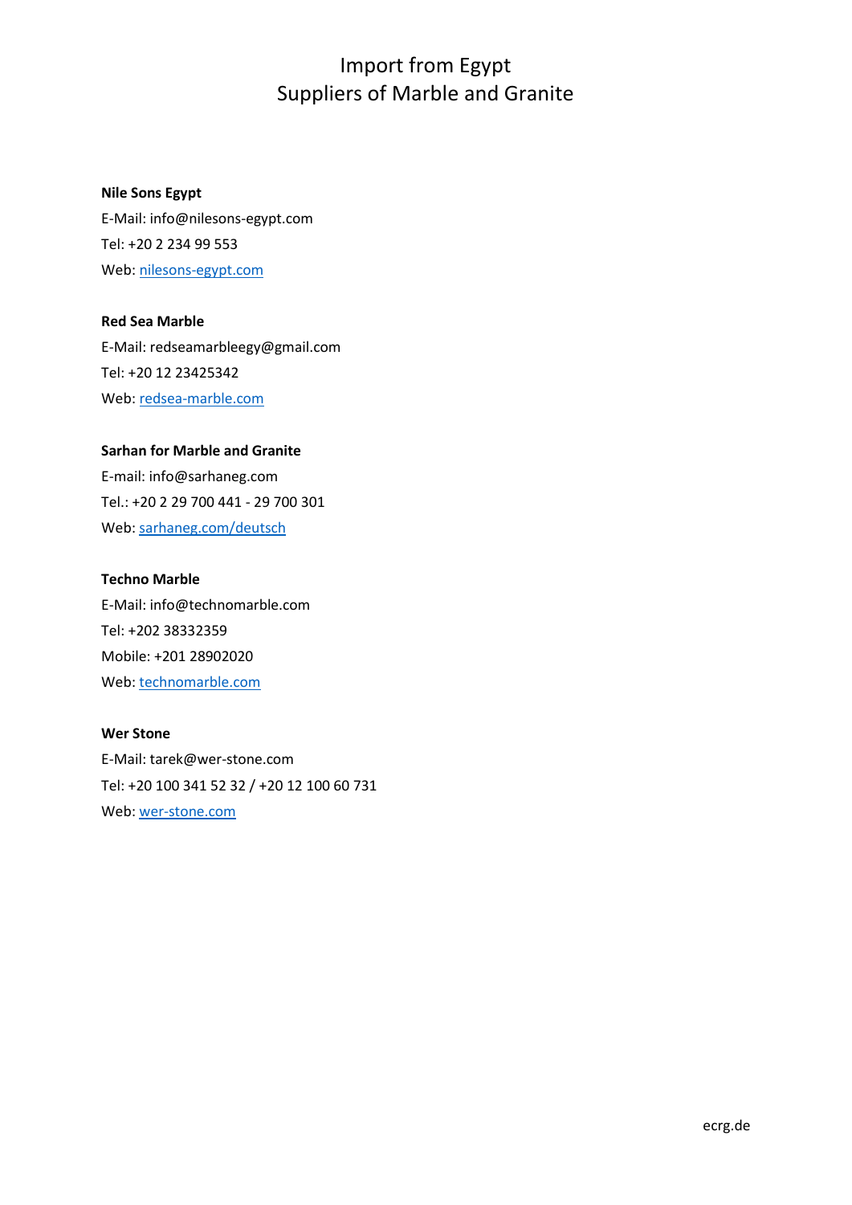# Import from Egypt
# Suppliers of Marble and Granite

**Nile Sons Egypt**

E-Mail: info@nilesons-egypt.com

Tel: +20 2 234 99 553

Web: nilesons-egypt.com

**Red Sea Marble**

E-Mail: redseamarbleegy@gmail.com

Tel: +20 12 23425342

Web: redsea-marble.com

**Sarhan for Marble and Granite**

E-mail: info@sarhaneg.com

Tel.: +20 2 29 700 441 - 29 700 301

Web: sarhaneg.com/deutsch

**Techno Marble**

E-Mail: info@technomarble.com

Tel: +202 38332359

Mobile: +201 28902020

Web: technomarble.com

**Wer Stone**

E-Mail: tarek@wer-stone.com

Tel: +20 100 341 52 32 / +20 12 100 60 731

Web: wer-stone.com